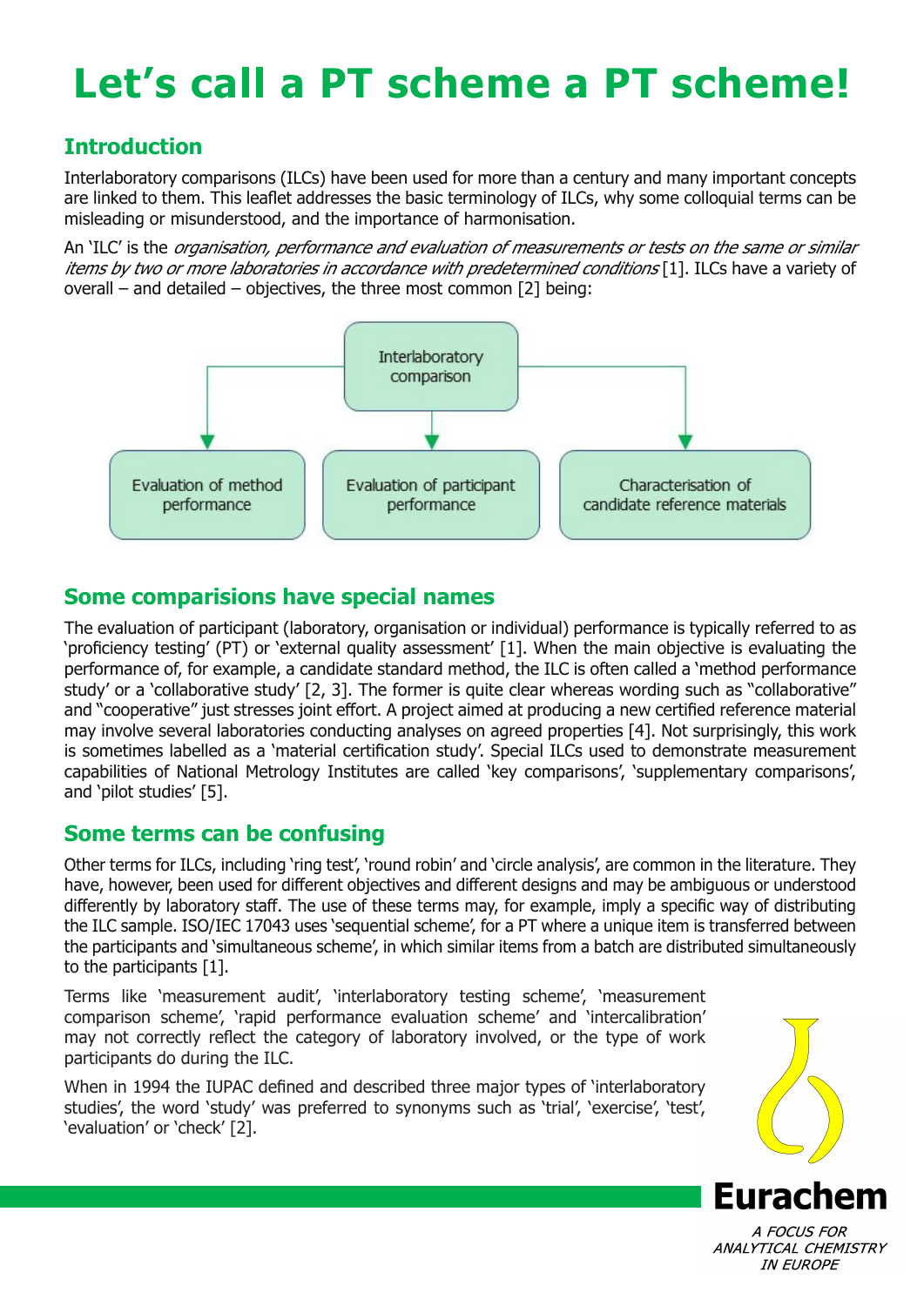# Let's call a PT scheme a PT scheme!

## Introduction

Interlaboratory comparisons (ILCs) have been used for more than a century and many important concepts are linked to them. This leaflet addresses the basic terminology of ILCs, why some colloquial terms can be misleading or misunderstood, and the importance of harmonisation.

An 'ILC' is the *organisation, performance and evaluation of measurements or tests on the same or similar items by two or more laboratories in accordance with predetermined conditions* [1]. ILCs have a variety of overall – and detailed – objectives, the three most common [2] being:

- Interlaboratory comparison
  - Evaluation of method performance
  - Evaluation of participant performance
  - Characterisation of candidate reference materials

## Some comparisions have special names

The evaluation of participant (laboratory, organisation or individual) performance is typically referred to as 'proficiency testing' (PT) or 'external quality assessment' [1]. When the main objective is evaluating the performance of, for example, a candidate standard method, the ILC is often called a 'method performance study' or a 'collaborative study' [2, 3]. The former is quite clear whereas wording such as "collaborative" and "cooperative" just stresses joint effort. A project aimed at producing a new certified reference material may involve several laboratories conducting analyses on agreed properties [4]. Not surprisingly, this work is sometimes labelled as a 'material certification study'. Special ILCs used to demonstrate measurement capabilities of National Metrology Institutes are called 'key comparisons', 'supplementary comparisons', and 'pilot studies' [5].

## Some terms can be confusing

Other terms for ILCs, including 'ring test', 'round robin' and 'circle analysis', are common in the literature. They have, however, been used for different objectives and different designs and may be ambiguous or understood differently by laboratory staff. The use of these terms may, for example, imply a specific way of distributing the ILC sample. ISO/IEC 17043 uses 'sequential scheme', for a PT where a unique item is transferred between the participants and 'simultaneous scheme', in which similar items from a batch are distributed simultaneously to the participants [1].

Terms like 'measurement audit', 'interlaboratory testing scheme', 'measurement comparison scheme', 'rapid performance evaluation scheme' and 'intercalibration' may not correctly reflect the category of laboratory involved, or the type of work participants do during the ILC.

When in 1994 the IUPAC defined and described three major types of 'interlaboratory studies', the word 'study' was preferred to synonyms such as 'trial', 'exercise', 'test', 'evaluation' or 'check' [2].

Eurachem

A FOCUS FOR ANALYTICAL CHEMISTRY IN EUROPE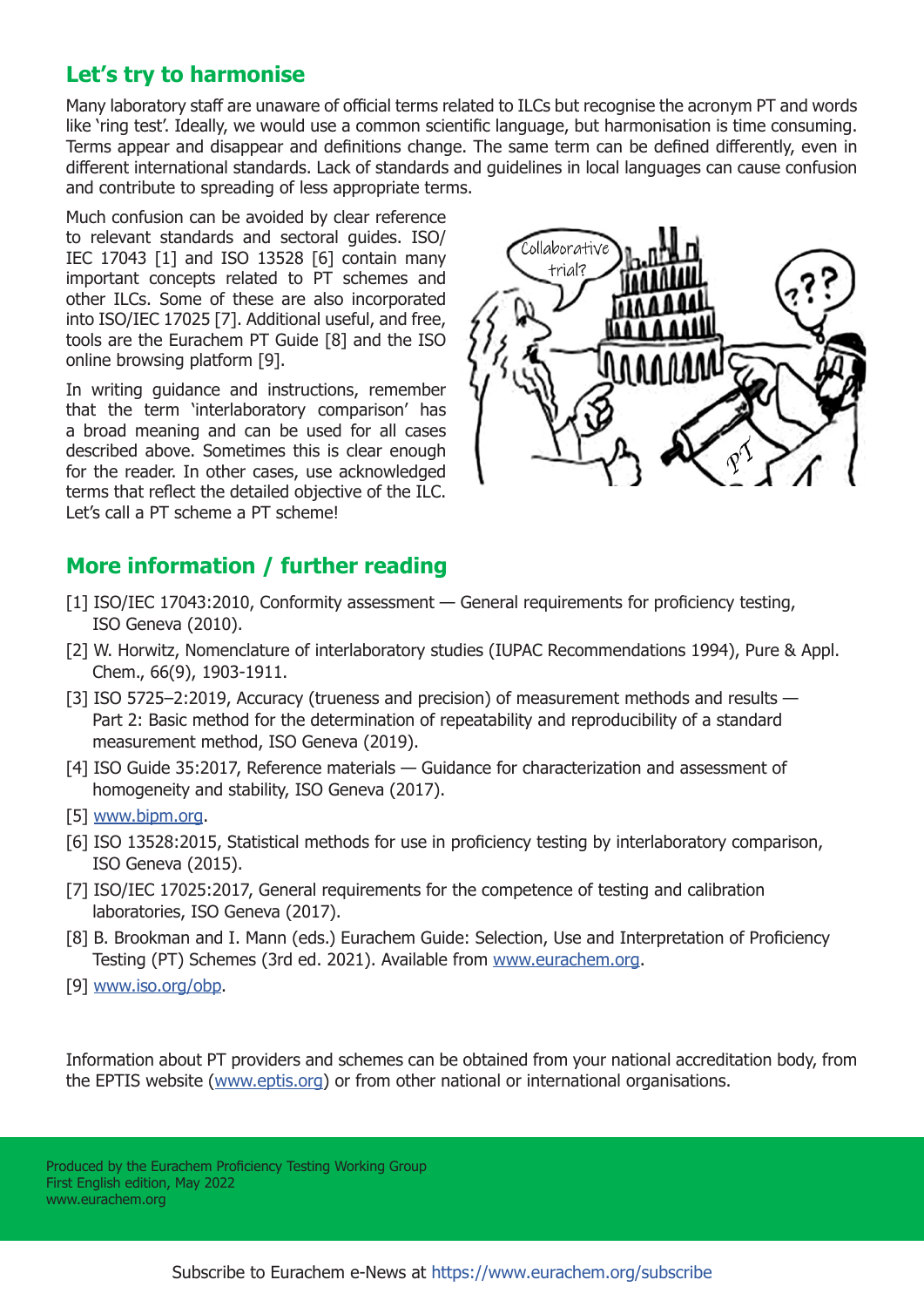## Let's try to harmonise

Many laboratory staff are unaware of official terms related to ILCs but recognise the acronym PT and words like 'ring test'. Ideally, we would use a common scientific language, but harmonisation is time consuming. Terms appear and disappear and definitions change. The same term can be defined differently, even in different international standards. Lack of standards and guidelines in local languages can cause confusion and contribute to spreading of less appropriate terms.

Much confusion can be avoided by clear reference to relevant standards and sectoral guides. ISO/IEC 17043 [1] and ISO 13528 [6] contain many important concepts related to PT schemes and other ILCs. Some of these are also incorporated into ISO/IEC 17025 [7]. Additional useful, and free, tools are the Eurachem PT Guide [8] and the ISO online browsing platform [9].

In writing guidance and instructions, remember that the term 'interlaboratory comparison' has a broad meaning and can be used for all cases described above. Sometimes this is clear enough for the reader. In other cases, use acknowledged terms that reflect the detailed objective of the ILC. Let's call a PT scheme a PT scheme!

## More information / further reading

[1] ISO/IEC 17043:2010, Conformity assessment — General requirements for proficiency testing, ISO Geneva (2010).

[2] W. Horwitz, Nomenclature of interlaboratory studies (IUPAC Recommendations 1994), Pure & Appl. Chem., 66(9), 1903-1911.

[3] ISO 5725–2:2019, Accuracy (trueness and precision) of measurement methods and results — Part 2: Basic method for the determination of repeatability and reproducibility of a standard measurement method, ISO Geneva (2019).

[4] ISO Guide 35:2017, Reference materials — Guidance for characterization and assessment of homogeneity and stability, ISO Geneva (2017).

[5] www.bipm.org.

[6] ISO 13528:2015, Statistical methods for use in proficiency testing by interlaboratory comparison, ISO Geneva (2015).

[7] ISO/IEC 17025:2017, General requirements for the competence of testing and calibration laboratories, ISO Geneva (2017).

[8] B. Brookman and I. Mann (eds.) Eurachem Guide: Selection, Use and Interpretation of Proficiency Testing (PT) Schemes (3rd ed. 2021). Available from www.eurachem.org.

[9] www.iso.org/obp.

Information about PT providers and schemes can be obtained from your national accreditation body, from the EPTIS website (www.eptis.org) or from other national or international organisations.

Produced by the Eurachem Proficiency Testing Working Group
First English edition, May 2022
www.eurachem.org

Subscribe to Eurachem e-News at https://www.eurachem.org/subscribe